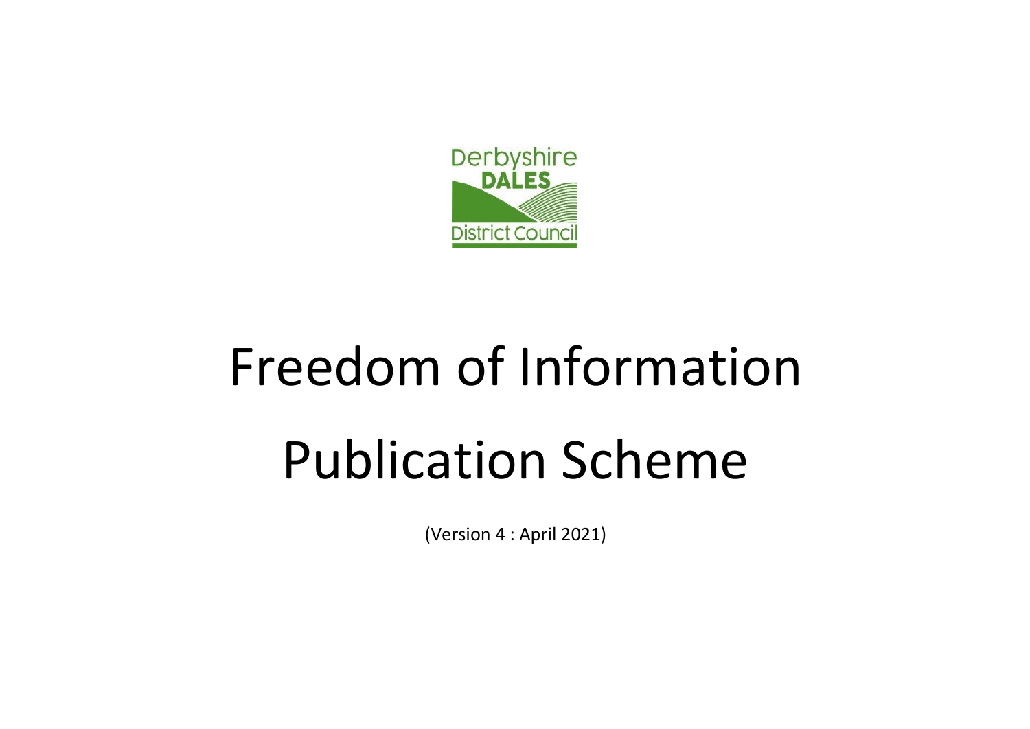Derbyshire DALES District Council

# Freedom of Information Publication Scheme

(Version 4 : April 2021)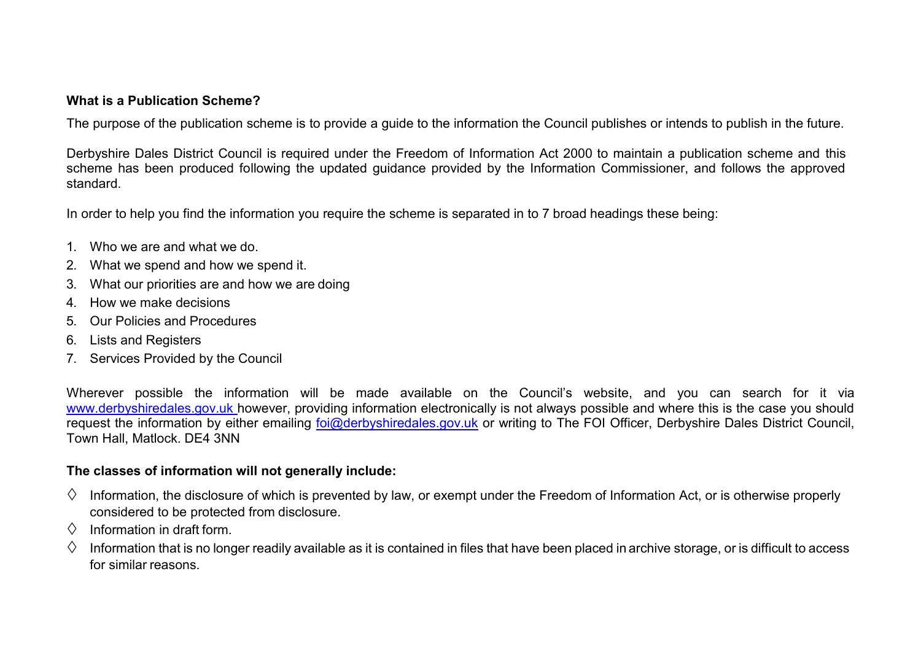**What is a Publication Scheme?**

The purpose of the publication scheme is to provide a guide to the information the Council publishes or intends to publish in the future.

Derbyshire Dales District Council is required under the Freedom of Information Act 2000 to maintain a publication scheme and this scheme has been produced following the updated guidance provided by the Information Commissioner, and follows the approved standard.

In order to help you find the information you require the scheme is separated in to 7 broad headings these being:

1. Who we are and what we do.
2. What we spend and how we spend it.
3. What our priorities are and how we are doing
4. How we make decisions
5. Our Policies and Procedures
6. Lists and Registers
7. Services Provided by the Council

Wherever possible the information will be made available on the Council's website, and you can search for it via www.derbyshiredales.gov.uk however, providing information electronically is not always possible and where this is the case you should request the information by either emailing foi@derbyshiredales.gov.uk or writing to The FOI Officer, Derbyshire Dales District Council, Town Hall, Matlock. DE4 3NN

**The classes of information will not generally include:**

- Information, the disclosure of which is prevented by law, or exempt under the Freedom of Information Act, or is otherwise properly considered to be protected from disclosure.
- Information in draft form.
- Information that is no longer readily available as it is contained in files that have been placed in archive storage, or is difficult to access for similar reasons.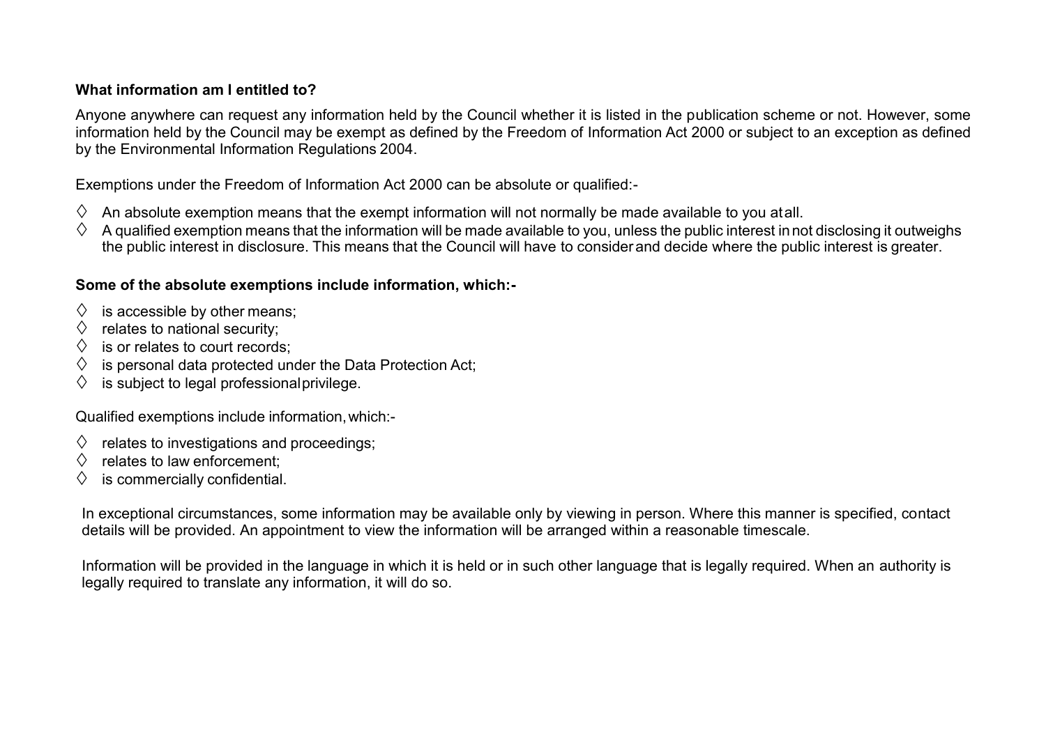**What information am I entitled to?**

Anyone anywhere can request any information held by the Council whether it is listed in the publication scheme or not. However, some information held by the Council may be exempt as defined by the Freedom of Information Act 2000 or subject to an exception as defined by the Environmental Information Regulations 2004.

Exemptions under the Freedom of Information Act 2000 can be absolute or qualified:-

- An absolute exemption means that the exempt information will not normally be made available to you at all.
- A qualified exemption means that the information will be made available to you, unless the public interest in not disclosing it outweighs the public interest in disclosure. This means that the Council will have to consider and decide where the public interest is greater.

**Some of the absolute exemptions include information, which:-**

- is accessible by other means;
- relates to national security;
- is or relates to court records;
- is personal data protected under the Data Protection Act;
- is subject to legal professional privilege.

Qualified exemptions include information, which:-

- relates to investigations and proceedings;
- relates to law enforcement;
- is commercially confidential.

In exceptional circumstances, some information may be available only by viewing in person. Where this manner is specified, contact details will be provided. An appointment to view the information will be arranged within a reasonable timescale.

Information will be provided in the language in which it is held or in such other language that is legally required. When an authority is legally required to translate any information, it will do so.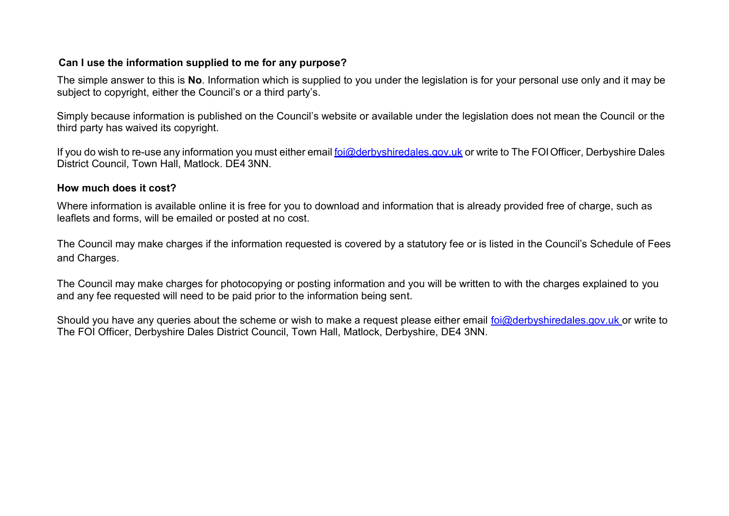**Can I use the information supplied to me for any purpose?**

The simple answer to this is **No**. Information which is supplied to you under the legislation is for your personal use only and it may be subject to copyright, either the Council's or a third party's.

Simply because information is published on the Council's website or available under the legislation does not mean the Council or the third party has waived its copyright.

If you do wish to re-use any information you must either email foi@derbyshiredales.gov.uk or write to The FOI Officer, Derbyshire Dales District Council, Town Hall, Matlock. DE4 3NN.

**How much does it cost?**

Where information is available online it is free for you to download and information that is already provided free of charge, such as leaflets and forms, will be emailed or posted at no cost.

The Council may make charges if the information requested is covered by a statutory fee or is listed in the Council's Schedule of Fees and Charges.

The Council may make charges for photocopying or posting information and you will be written to with the charges explained to you and any fee requested will need to be paid prior to the information being sent.

Should you have any queries about the scheme or wish to make a request please either email foi@derbyshiredales.gov.uk or write to The FOI Officer, Derbyshire Dales District Council, Town Hall, Matlock, Derbyshire, DE4 3NN.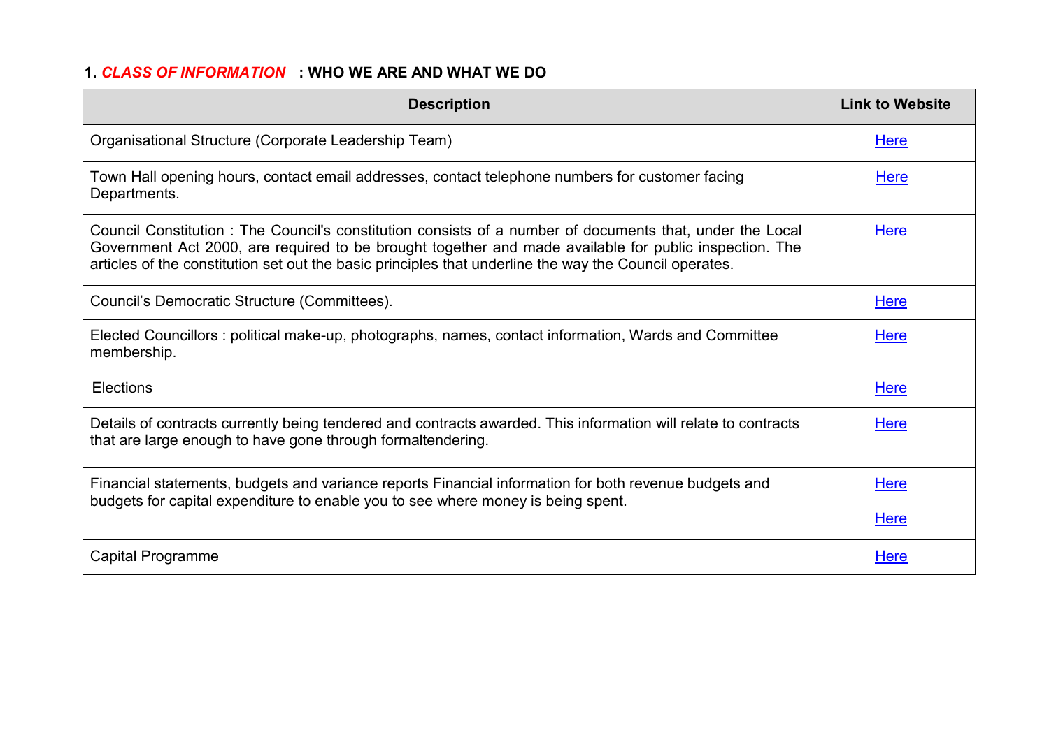## 1. *CLASS OF INFORMATION* : WHO WE ARE AND WHAT WE DO

| Description | Link to Website |
|---|---|
| Organisational Structure (Corporate Leadership Team) | Here |
| Town Hall opening hours, contact email addresses, contact telephone numbers for customer facing Departments. | Here |
| Council Constitution : The Council's constitution consists of a number of documents that, under the Local Government Act 2000, are required to be brought together and made available for public inspection. The articles of the constitution set out the basic principles that underline the way the Council operates. | Here |
| Council's Democratic Structure (Committees). | Here |
| Elected Councillors : political make-up, photographs, names, contact information, Wards and Committee membership. | Here |
| Elections | Here |
| Details of contracts currently being tendered and contracts awarded. This information will relate to contracts that are large enough to have gone through formaltendering. | Here |
| Financial statements, budgets and variance reports Financial information for both revenue budgets and budgets for capital expenditure to enable you to see where money is being spent. | Here<br>Here |
| Capital Programme | Here |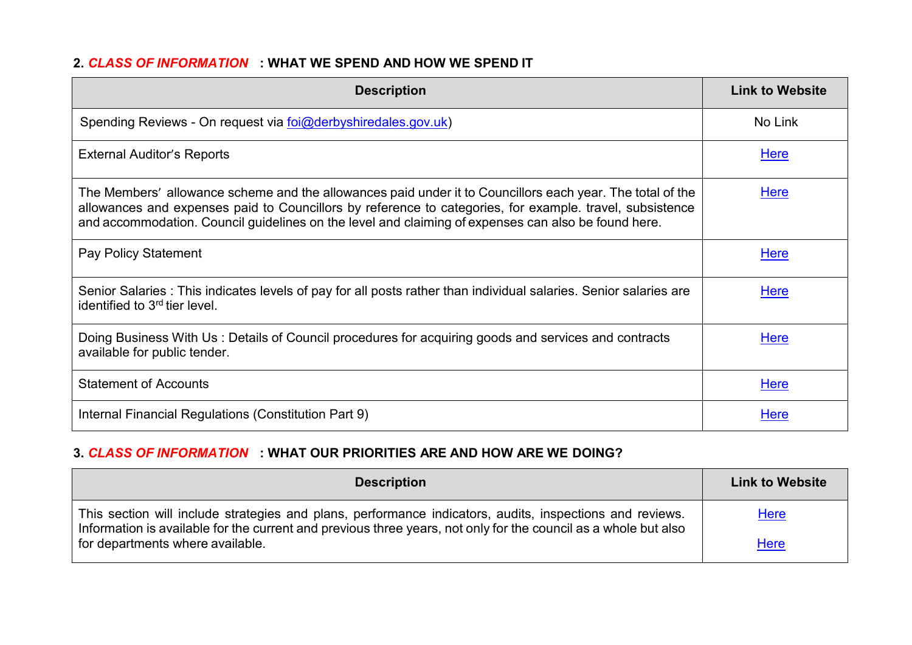## 2. *CLASS OF INFORMATION* : WHAT WE SPEND AND HOW WE SPEND IT

| Description | Link to Website |
|---|---|
| Spending Reviews - On request via foi@derbyshiredales.gov.uk) | No Link |
| External Auditor's Reports | Here |
| The Members' allowance scheme and the allowances paid under it to Councillors each year. The total of the allowances and expenses paid to Councillors by reference to categories, for example. travel, subsistence and accommodation. Council guidelines on the level and claiming of expenses can also be found here. | Here |
| Pay Policy Statement | Here |
| Senior Salaries : This indicates levels of pay for all posts rather than individual salaries. Senior salaries are identified to 3rd tier level. | Here |
| Doing Business With Us : Details of Council procedures for acquiring goods and services and contracts available for public tender. | Here |
| Statement of Accounts | Here |
| Internal Financial Regulations (Constitution Part 9) | Here |

## 3. *CLASS OF INFORMATION* : WHAT OUR PRIORITIES ARE AND HOW ARE WE DOING?

| Description | Link to Website |
|---|---|
| This section will include strategies and plans, performance indicators, audits, inspections and reviews. Information is available for the current and previous three years, not only for the council as a whole but also for departments where available. | Here<br><br>Here |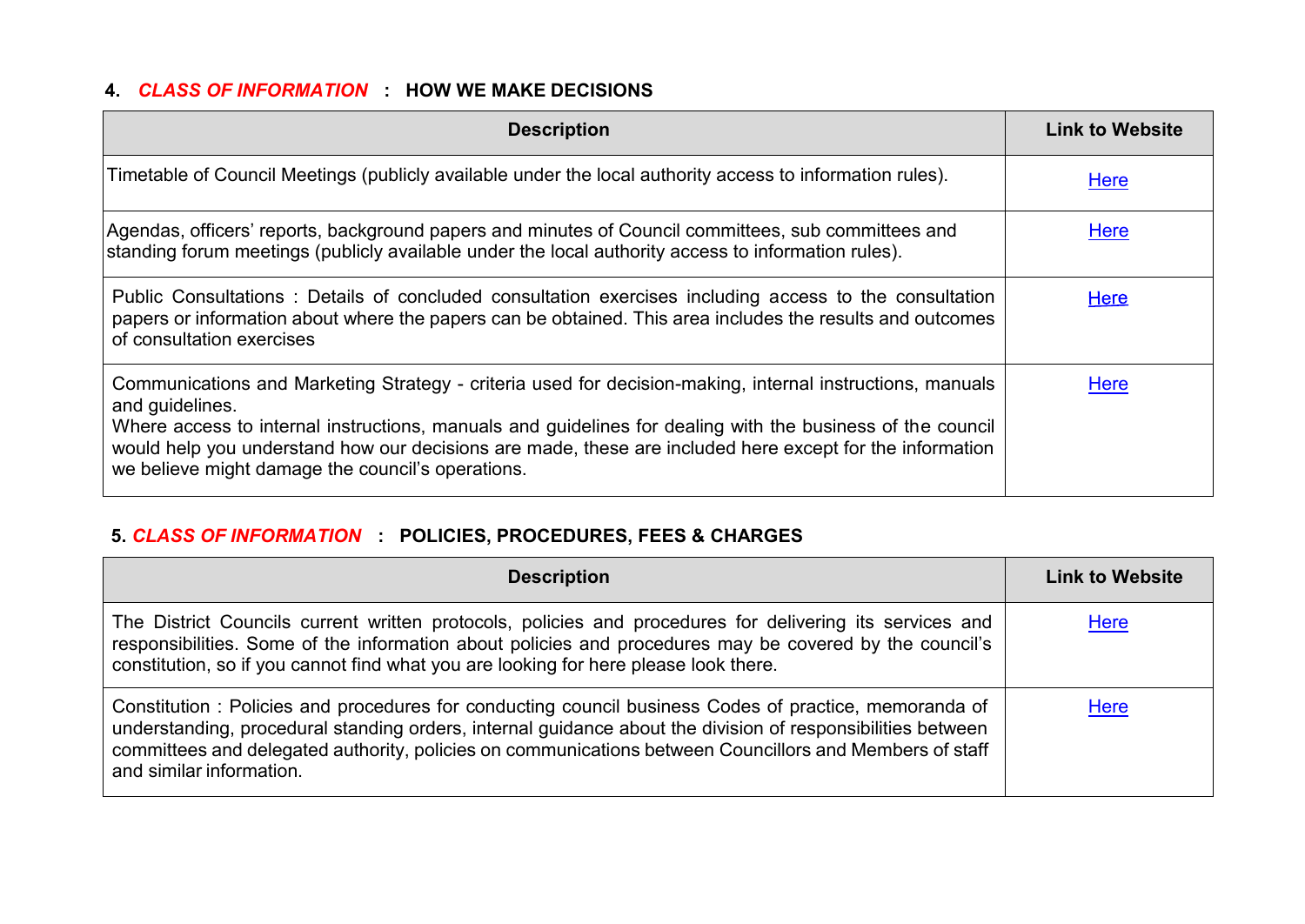### 4. *CLASS OF INFORMATION* : HOW WE MAKE DECISIONS

| Description | Link to Website |
| --- | --- |
| Timetable of Council Meetings (publicly available under the local authority access to information rules). | Here |
| Agendas, officers' reports, background papers and minutes of Council committees, sub committees and standing forum meetings (publicly available under the local authority access to information rules). | Here |
| Public Consultations : Details of concluded consultation exercises including access to the consultation papers or information about where the papers can be obtained. This area includes the results and outcomes of consultation exercises | Here |
| Communications and Marketing Strategy - criteria used for decision-making, internal instructions, manuals and guidelines. Where access to internal instructions, manuals and guidelines for dealing with the business of the council would help you understand how our decisions are made, these are included here except for the information we believe might damage the council's operations. | Here |

### 5. *CLASS OF INFORMATION* : POLICIES, PROCEDURES, FEES & CHARGES

| Description | Link to Website |
| --- | --- |
| The District Councils current written protocols, policies and procedures for delivering its services and responsibilities. Some of the information about policies and procedures may be covered by the council's constitution, so if you cannot find what you are looking for here please look there. | Here |
| Constitution : Policies and procedures for conducting council business Codes of practice, memoranda of understanding, procedural standing orders, internal guidance about the division of responsibilities between committees and delegated authority, policies on communications between Councillors and Members of staff and similar information. | Here |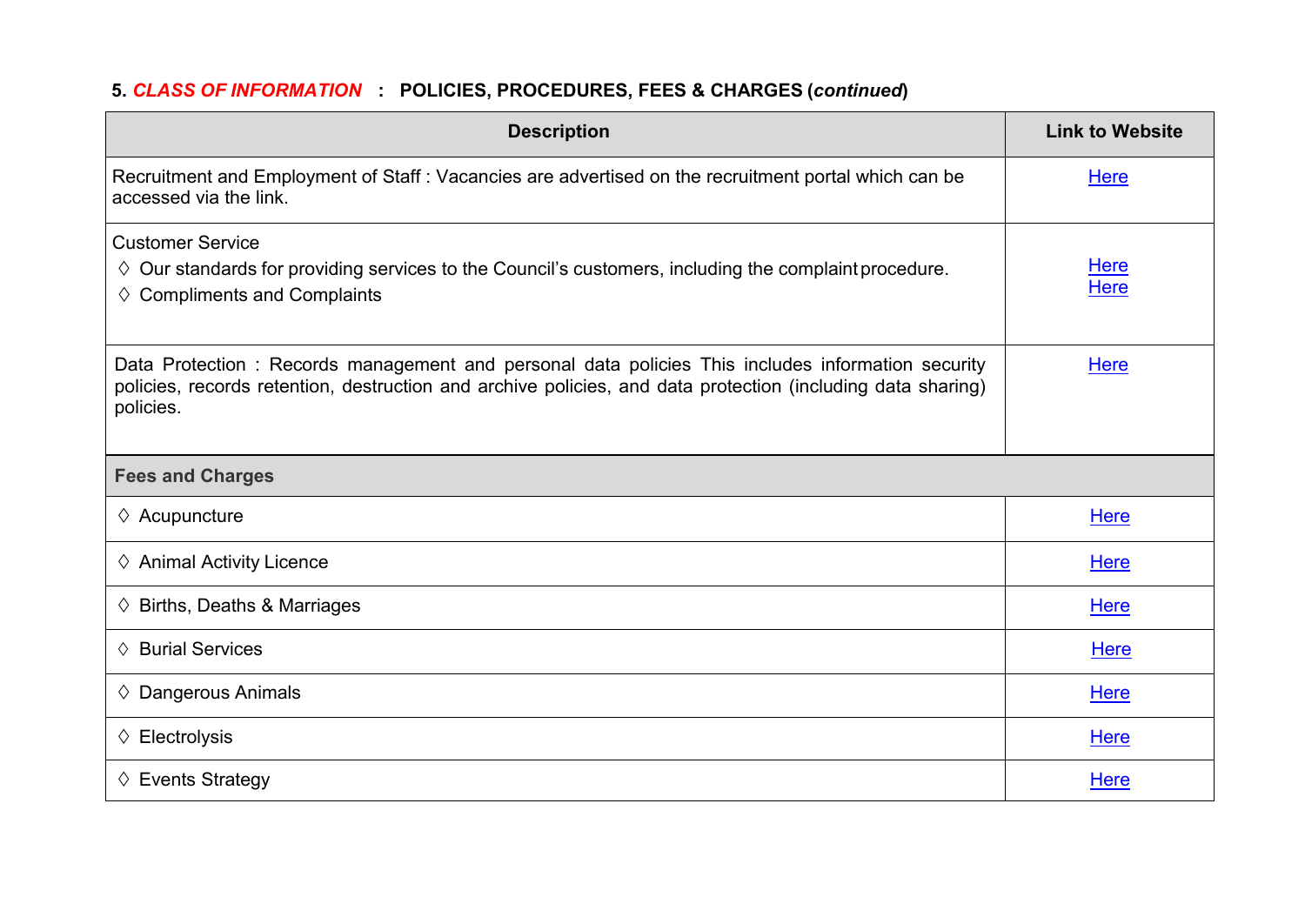**5. *CLASS OF INFORMATION* : POLICIES, PROCEDURES, FEES & CHARGES (*continued*)**

| Description | Link to Website |
|---|---|
| Recruitment and Employment of Staff : Vacancies are advertised on the recruitment portal which can be accessed via the link. | Here |
| Customer Service<br>◊ Our standards for providing services to the Council's customers, including the complaint procedure.<br>◊ Compliments and Complaints | Here<br>Here |
| Data Protection : Records management and personal data policies This includes information security policies, records retention, destruction and archive policies, and data protection (including data sharing) policies. | Here |
| **Fees and Charges** | |
| ◊ Acupuncture | Here |
| ◊ Animal Activity Licence | Here |
| ◊ Births, Deaths & Marriages | Here |
| ◊ Burial Services | Here |
| ◊ Dangerous Animals | Here |
| ◊ Electrolysis | Here |
| ◊ Events Strategy | Here |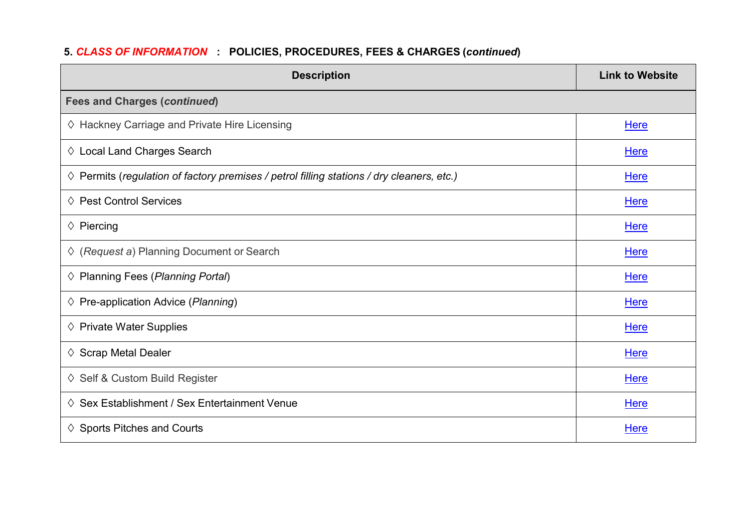**5. *CLASS OF INFORMATION* : POLICIES, PROCEDURES, FEES & CHARGES (*continued*)**

| Description | Link to Website |
| --- | --- |
| **Fees and Charges (*continued*)** | |
| ◊ Hackney Carriage and Private Hire Licensing | Here |
| ◊ Local Land Charges Search | Here |
| ◊ Permits (*regulation of factory premises / petrol filling stations / dry cleaners, etc.)* | Here |
| ◊ Pest Control Services | Here |
| ◊ Piercing | Here |
| ◊ (*Request a*) Planning Document or Search | Here |
| ◊ Planning Fees (*Planning Portal*) | Here |
| ◊ Pre-application Advice (*Planning*) | Here |
| ◊ Private Water Supplies | Here |
| ◊ Scrap Metal Dealer | Here |
| ◊ Self & Custom Build Register | Here |
| ◊ Sex Establishment / Sex Entertainment Venue | Here |
| ◊ Sports Pitches and Courts | Here |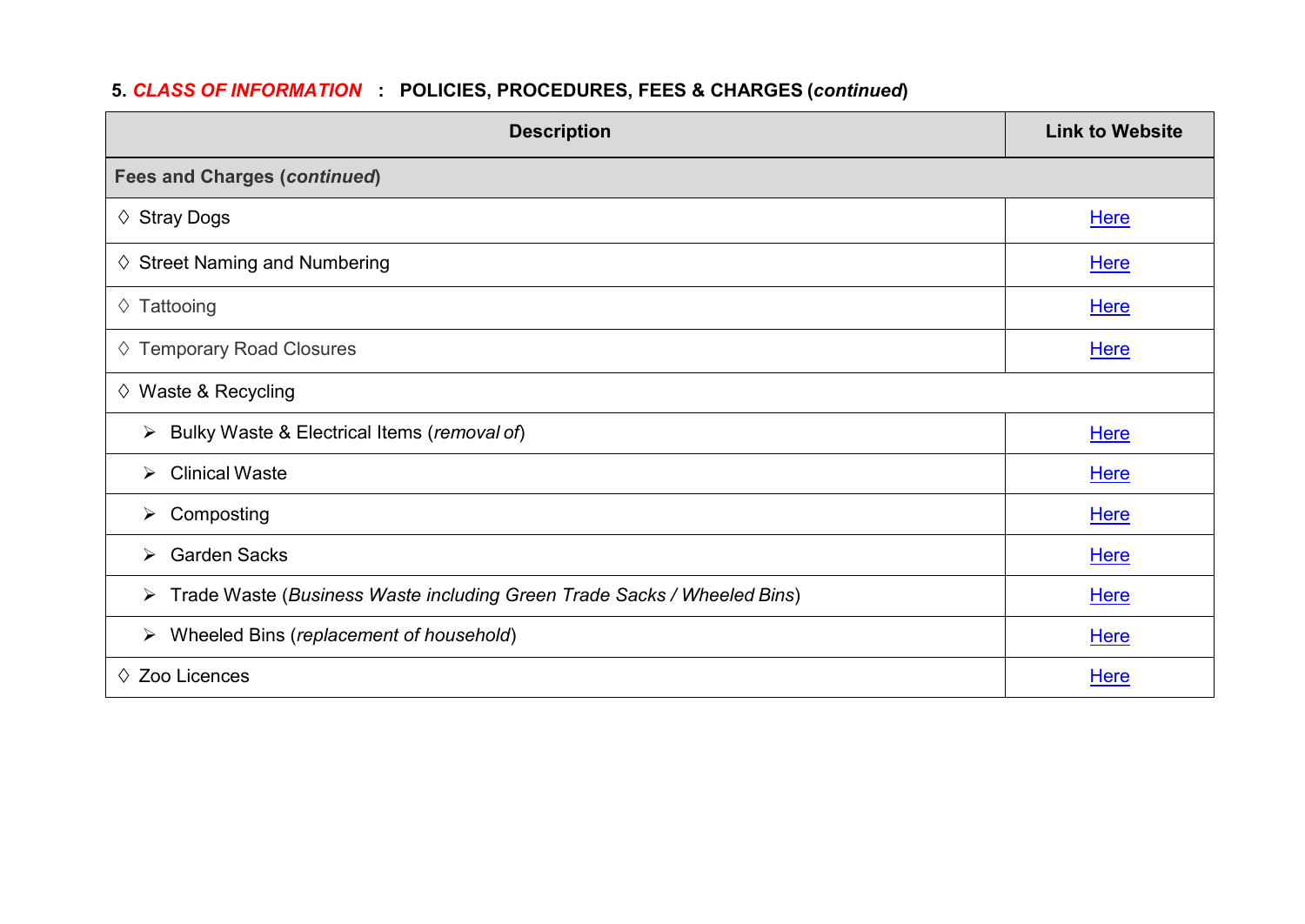**5.** ***CLASS OF INFORMATION*** **: POLICIES, PROCEDURES, FEES & CHARGES (*continued*)**

| Description | Link to Website |
|---|---|
| **Fees and Charges (*continued*)** | |
| ◊ Stray Dogs | Here |
| ◊ Street Naming and Numbering | Here |
| ◊ Tattooing | Here |
| ◊ Temporary Road Closures | Here |
| ◊ Waste & Recycling | |
| ➢ Bulky Waste & Electrical Items (*removal of*) | Here |
| ➢ Clinical Waste | Here |
| ➢ Composting | Here |
| ➢ Garden Sacks | Here |
| ➢ Trade Waste (*Business Waste including Green Trade Sacks / Wheeled Bins*) | Here |
| ➢ Wheeled Bins (*replacement of household*) | Here |
| ◊ Zoo Licences | Here |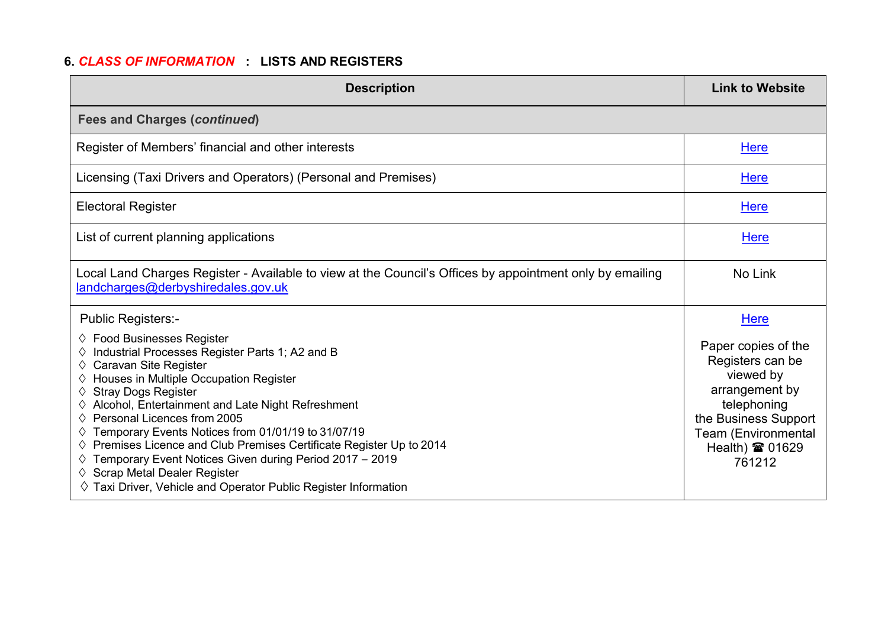## 6. *CLASS OF INFORMATION* : LISTS AND REGISTERS

| Description | Link to Website |
|---|---|
| **Fees and Charges (*continued*)** | |
| Register of Members' financial and other interests | Here |
| Licensing (Taxi Drivers and Operators) (Personal and Premises) | Here |
| Electoral Register | Here |
| List of current planning applications | Here |
| Local Land Charges Register - Available to view at the Council's Offices by appointment only by emailing landcharges@derbyshiredales.gov.uk | No Link |
| Public Registers:-<br>◊ Food Businesses Register<br>◊ Industrial Processes Register Parts 1; A2 and B<br>◊ Caravan Site Register<br>◊ Houses in Multiple Occupation Register<br>◊ Stray Dogs Register<br>◊ Alcohol, Entertainment and Late Night Refreshment<br>◊ Personal Licences from 2005<br>◊ Temporary Events Notices from 01/01/19 to 31/07/19<br>◊ Premises Licence and Club Premises Certificate Register Up to 2014<br>◊ Temporary Event Notices Given during Period 2017 – 2019<br>◊ Scrap Metal Dealer Register<br>◊ Taxi Driver, Vehicle and Operator Public Register Information | Here<br><br>Paper copies of the Registers can be viewed by arrangement by telephoning the Business Support Team (Environmental Health) ☎ 01629 761212 |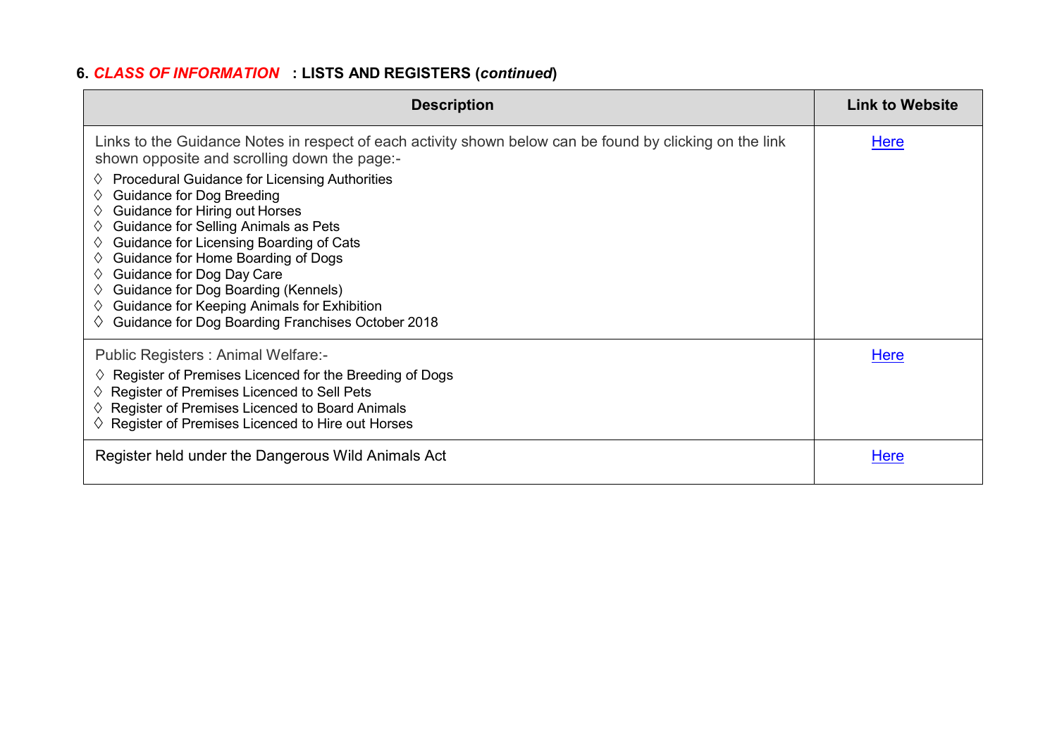**6. *CLASS OF INFORMATION* : LISTS AND REGISTERS (*continued*)**

| Description | Link to Website |
|---|---|
| Links to the Guidance Notes in respect of each activity shown below can be found by clicking on the link shown opposite and scrolling down the page:-<br>◊ Procedural Guidance for Licensing Authorities<br>◊ Guidance for Dog Breeding<br>◊ Guidance for Hiring out Horses<br>◊ Guidance for Selling Animals as Pets<br>◊ Guidance for Licensing Boarding of Cats<br>◊ Guidance for Home Boarding of Dogs<br>◊ Guidance for Dog Day Care<br>◊ Guidance for Dog Boarding (Kennels)<br>◊ Guidance for Keeping Animals for Exhibition<br>◊ Guidance for Dog Boarding Franchises October 2018 | Here |
| Public Registers : Animal Welfare:-<br>◊ Register of Premises Licenced for the Breeding of Dogs<br>◊ Register of Premises Licenced to Sell Pets<br>◊ Register of Premises Licenced to Board Animals<br>◊ Register of Premises Licenced to Hire out Horses | Here |
| Register held under the Dangerous Wild Animals Act | Here |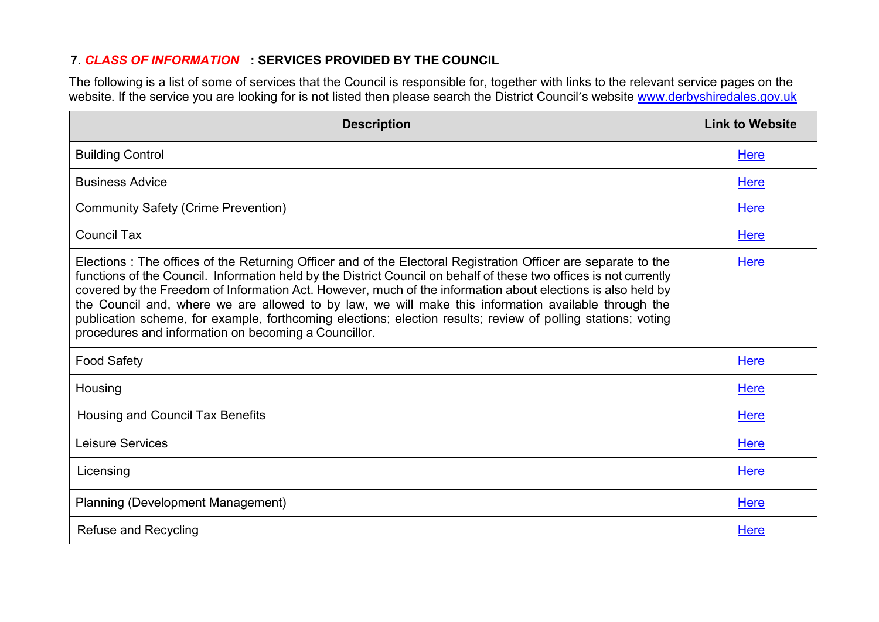## 7. *CLASS OF INFORMATION* : SERVICES PROVIDED BY THE COUNCIL

The following is a list of some of services that the Council is responsible for, together with links to the relevant service pages on the website. If the service you are looking for is not listed then please search the District Council's website www.derbyshiredales.gov.uk

| Description | Link to Website |
|---|---|
| Building Control | Here |
| Business Advice | Here |
| Community Safety (Crime Prevention) | Here |
| Council Tax | Here |
| Elections : The offices of the Returning Officer and of the Electoral Registration Officer are separate to the functions of the Council. Information held by the District Council on behalf of these two offices is not currently covered by the Freedom of Information Act. However, much of the information about elections is also held by the Council and, where we are allowed to by law, we will make this information available through the publication scheme, for example, forthcoming elections; election results; review of polling stations; voting procedures and information on becoming a Councillor. | Here |
| Food Safety | Here |
| Housing | Here |
| Housing and Council Tax Benefits | Here |
| Leisure Services | Here |
| Licensing | Here |
| Planning (Development Management) | Here |
| Refuse and Recycling | Here |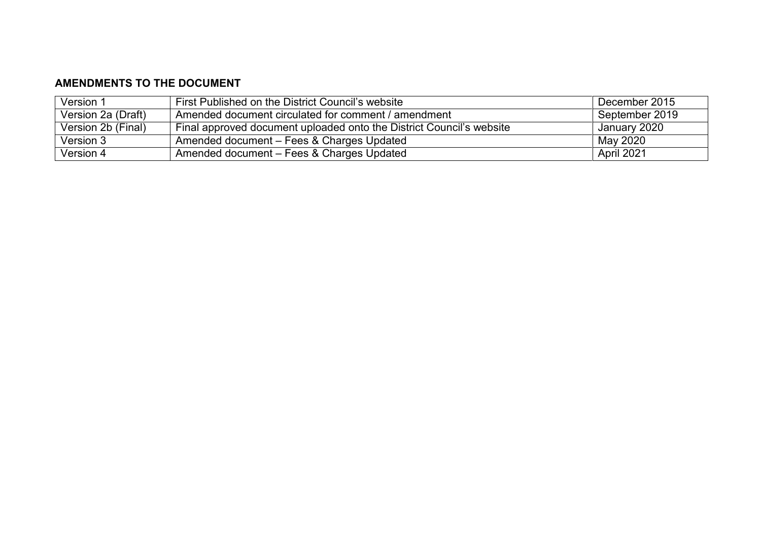## AMENDMENTS TO THE DOCUMENT

| | | |
|---|---|---|
| Version 1 | First Published on the District Council's website | December 2015 |
| Version 2a (Draft) | Amended document circulated for comment / amendment | September 2019 |
| Version 2b (Final) | Final approved document uploaded onto the District Council's website | January 2020 |
| Version 3 | Amended document – Fees & Charges Updated | May 2020 |
| Version 4 | Amended document – Fees & Charges Updated | April 2021 |